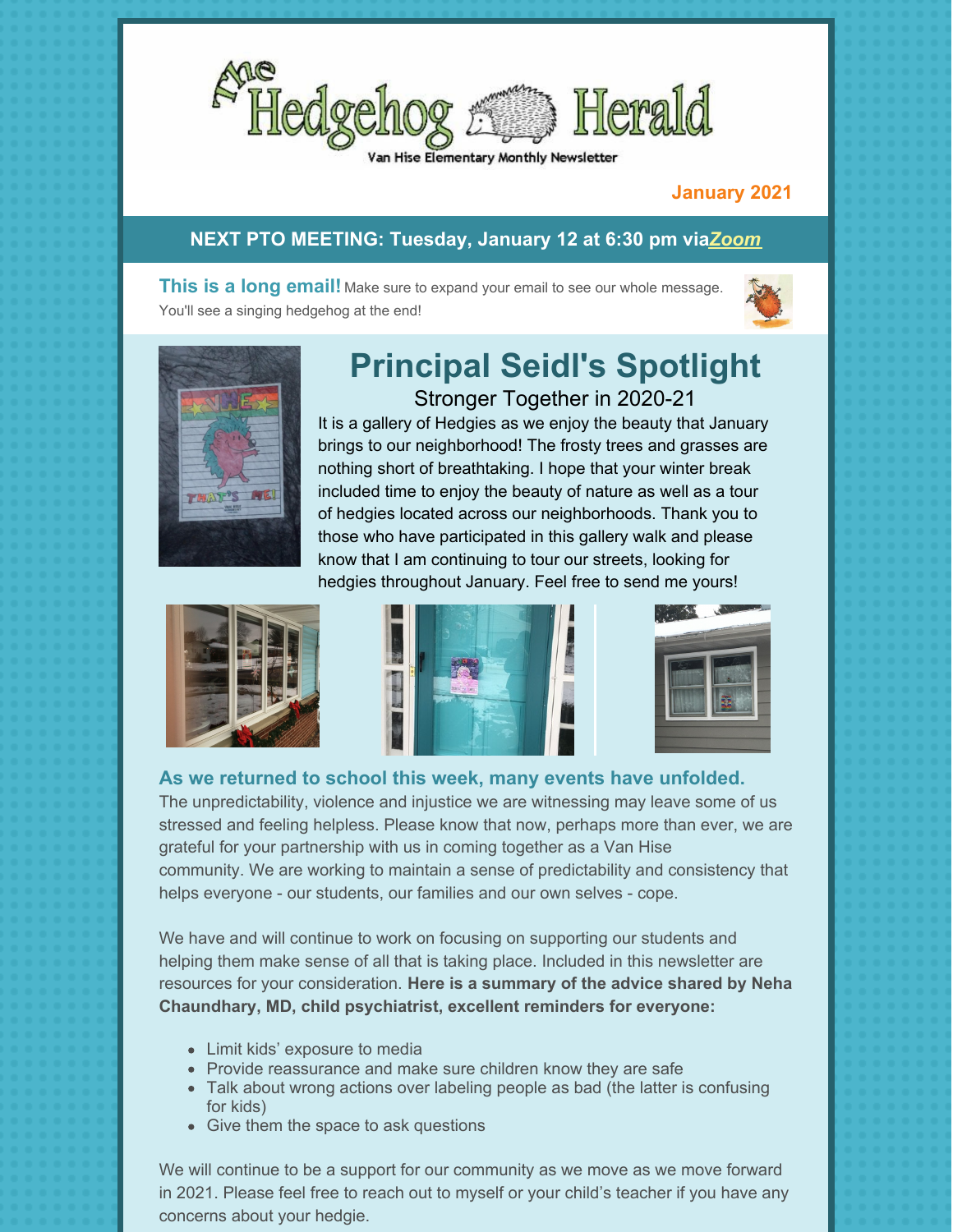# The Hedgehog Herald

Van Hise Elementary Monthly Newsletter

**January 2021**

**NEXT PTO MEETING: Tuesday, January 12 at 6:30 pm via *Zoom***

**This is a long email!** Make sure to expand your email to see our whole message. You'll see a singing hedgehog at the end!

## Principal Seidl's Spotlight

Stronger Together in 2020-21

It is a gallery of Hedgies as we enjoy the beauty that January brings to our neighborhood! The frosty trees and grasses are nothing short of breathtaking. I hope that your winter break included time to enjoy the beauty of nature as well as a tour of hedgies located across our neighborhoods. Thank you to those who have participated in this gallery walk and please know that I am continuing to tour our streets, looking for hedgies throughout January. Feel free to send me yours!

### As we returned to school this week, many events have unfolded.

The unpredictability, violence and injustice we are witnessing may leave some of us stressed and feeling helpless. Please know that now, perhaps more than ever, we are grateful for your partnership with us in coming together as a Van Hise community. We are working to maintain a sense of predictability and consistency that helps everyone - our students, our families and our own selves - cope.

We have and will continue to work on focusing on supporting our students and helping them make sense of all that is taking place. Included in this newsletter are resources for your consideration. **Here is a summary of the advice shared by Neha Chaundhary, MD, child psychiatrist, excellent reminders for everyone:**

- Limit kids' exposure to media
- Provide reassurance and make sure children know they are safe
- Talk about wrong actions over labeling people as bad (the latter is confusing for kids)
- Give them the space to ask questions

We will continue to be a support for our community as we move as we move forward in 2021. Please feel free to reach out to myself or your child's teacher if you have any concerns about your hedgie.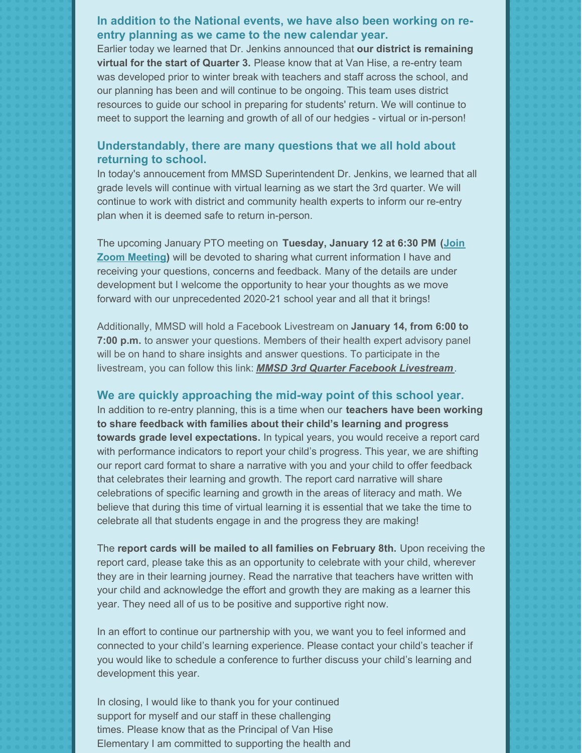### In addition to the National events, we have also been working on re-entry planning as we came to the new calendar year.

Earlier today we learned that Dr. Jenkins announced that **our district is remaining virtual for the start of Quarter 3.** Please know that at Van Hise, a re-entry team was developed prior to winter break with teachers and staff across the school, and our planning has been and will continue to be ongoing. This team uses district resources to guide our school in preparing for students' return. We will continue to meet to support the learning and growth of all of our hedgies - virtual or in-person!

### Understandably, there are many questions that we all hold about returning to school.

In today's annoucement from MMSD Superintendent Dr. Jenkins, we learned that all grade levels will continue with virtual learning as we start the 3rd quarter. We will continue to work with district and community health experts to inform our re-entry plan when it is deemed safe to return in-person.

The upcoming January PTO meeting on **Tuesday, January 12 at 6:30 PM (Join Zoom Meeting)** will be devoted to sharing what current information I have and receiving your questions, concerns and feedback. Many of the details are under development but I welcome the opportunity to hear your thoughts as we move forward with our unprecedented 2020-21 school year and all that it brings!

Additionally, MMSD will hold a Facebook Livestream on **January 14, from 6:00 to 7:00 p.m.** to answer your questions. Members of their health expert advisory panel will be on hand to share insights and answer questions. To participate in the livestream, you can follow this link: ***MMSD 3rd Quarter Facebook Livestream***.

### We are quickly approaching the mid-way point of this school year.

In addition to re-entry planning, this is a time when our **teachers have been working to share feedback with families about their child's learning and progress towards grade level expectations.** In typical years, you would receive a report card with performance indicators to report your child's progress. This year, we are shifting our report card format to share a narrative with you and your child to offer feedback that celebrates their learning and growth. The report card narrative will share celebrations of specific learning and growth in the areas of literacy and math. We believe that during this time of virtual learning it is essential that we take the time to celebrate all that students engage in and the progress they are making!

The **report cards will be mailed to all families on February 8th.** Upon receiving the report card, please take this as an opportunity to celebrate with your child, wherever they are in their learning journey. Read the narrative that teachers have written with your child and acknowledge the effort and growth they are making as a learner this year. They need all of us to be positive and supportive right now.

In an effort to continue our partnership with you, we want you to feel informed and connected to your child's learning experience. Please contact your child's teacher if you would like to schedule a conference to further discuss your child's learning and development this year.

In closing, I would like to thank you for your continued support for myself and our staff in these challenging times. Please know that as the Principal of Van Hise Elementary I am committed to supporting the health and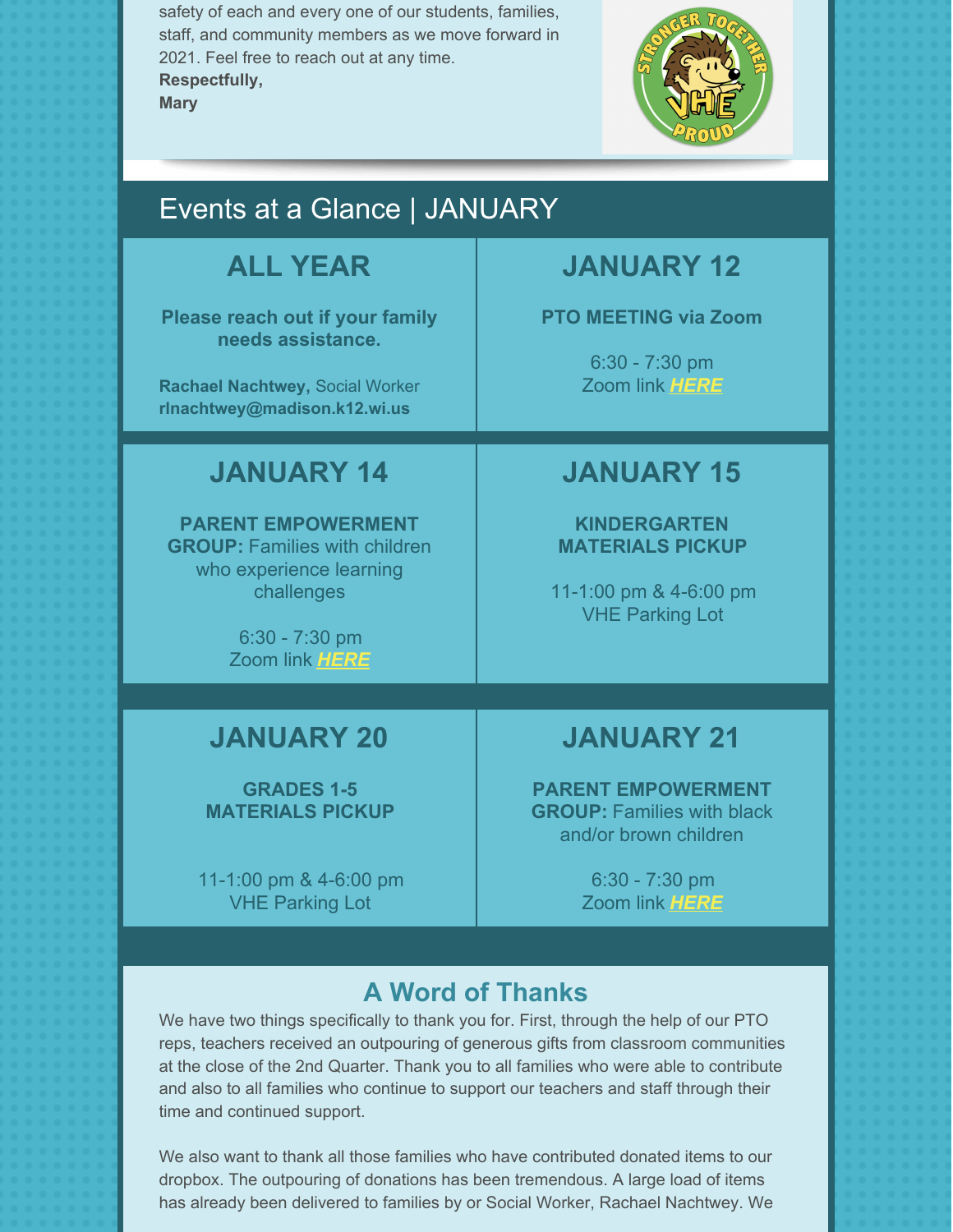safety of each and every one of our students, families, staff, and community members as we move forward in 2021. Feel free to reach out at any time.

**Respectfully,**

**Mary**

## Events at a Glance | JANUARY

### ALL YEAR

**Please reach out if your family needs assistance.**

**Rachael Nachtwey,** Social Worker
**rlnachtwey@madison.k12.wi.us**

### JANUARY 12

**PTO MEETING via Zoom**

6:30 - 7:30 pm
Zoom link ***HERE***

### JANUARY 14

**PARENT EMPOWERMENT GROUP:** Families with children who experience learning challenges

6:30 - 7:30 pm
Zoom link ***HERE***

### JANUARY 15

**KINDERGARTEN MATERIALS PICKUP**

11-1:00 pm & 4-6:00 pm
VHE Parking Lot

### JANUARY 20

**GRADES 1-5 MATERIALS PICKUP**

11-1:00 pm & 4-6:00 pm
VHE Parking Lot

### JANUARY 21

**PARENT EMPOWERMENT GROUP:** Families with black and/or brown children

6:30 - 7:30 pm
Zoom link ***HERE***

## A Word of Thanks

We have two things specifically to thank you for. First, through the help of our PTO reps, teachers received an outpouring of generous gifts from classroom communities at the close of the 2nd Quarter. Thank you to all families who were able to contribute and also to all families who continue to support our teachers and staff through their time and continued support.

We also want to thank all those families who have contributed donated items to our dropbox. The outpouring of donations has been tremendous. A large load of items has already been delivered to families by or Social Worker, Rachael Nachtwey. We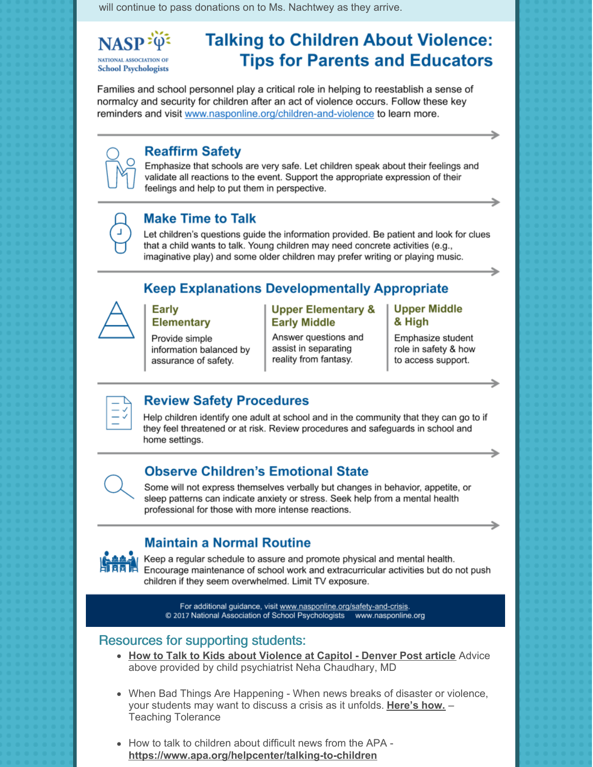will continue to pass donations on to Ms. Nachtwey as they arrive.

NASP NATIONAL ASSOCIATION OF School Psychologists

# Talking to Children About Violence: Tips for Parents and Educators

Families and school personnel play a critical role in helping to reestablish a sense of normalcy and security for children after an act of violence occurs. Follow these key reminders and visit www.nasponline.org/children-and-violence to learn more.

## Reaffirm Safety

Emphasize that schools are very safe. Let children speak about their feelings and validate all reactions to the event. Support the appropriate expression of their feelings and help to put them in perspective.

## Make Time to Talk

Let children's questions guide the information provided. Be patient and look for clues that a child wants to talk. Young children may need concrete activities (e.g., imaginative play) and some older children may prefer writing or playing music.

## Keep Explanations Developmentally Appropriate

**Early Elementary**

Provide simple information balanced by assurance of safety.

**Upper Elementary & Early Middle**

Answer questions and assist in separating reality from fantasy.

**Upper Middle & High**

Emphasize student role in safety & how to access support.

## Review Safety Procedures

Help children identify one adult at school and in the community that they can go to if they feel threatened or at risk. Review procedures and safeguards in school and home settings.

## Observe Children's Emotional State

Some will not express themselves verbally but changes in behavior, appetite, or sleep patterns can indicate anxiety or stress. Seek help from a mental health professional for those with more intense reactions.

## Maintain a Normal Routine

Keep a regular schedule to assure and promote physical and mental health. Encourage maintenance of school work and extracurricular activities but do not push children if they seem overwhelmed. Limit TV exposure.

For additional guidance, visit www.nasponline.org/safety-and-crisis.
© 2017 National Association of School Psychologists www.nasponline.org

## Resources for supporting students:

- **How to Talk to Kids about Violence at Capitol - Denver Post article** Advice above provided by child psychiatrist Neha Chaudhary, MD
- When Bad Things Are Happening - When news breaks of disaster or violence, your students may want to discuss a crisis as it unfolds. **Here's how.** – Teaching Tolerance
- How to talk to children about difficult news from the APA - **https://www.apa.org/helpcenter/talking-to-children**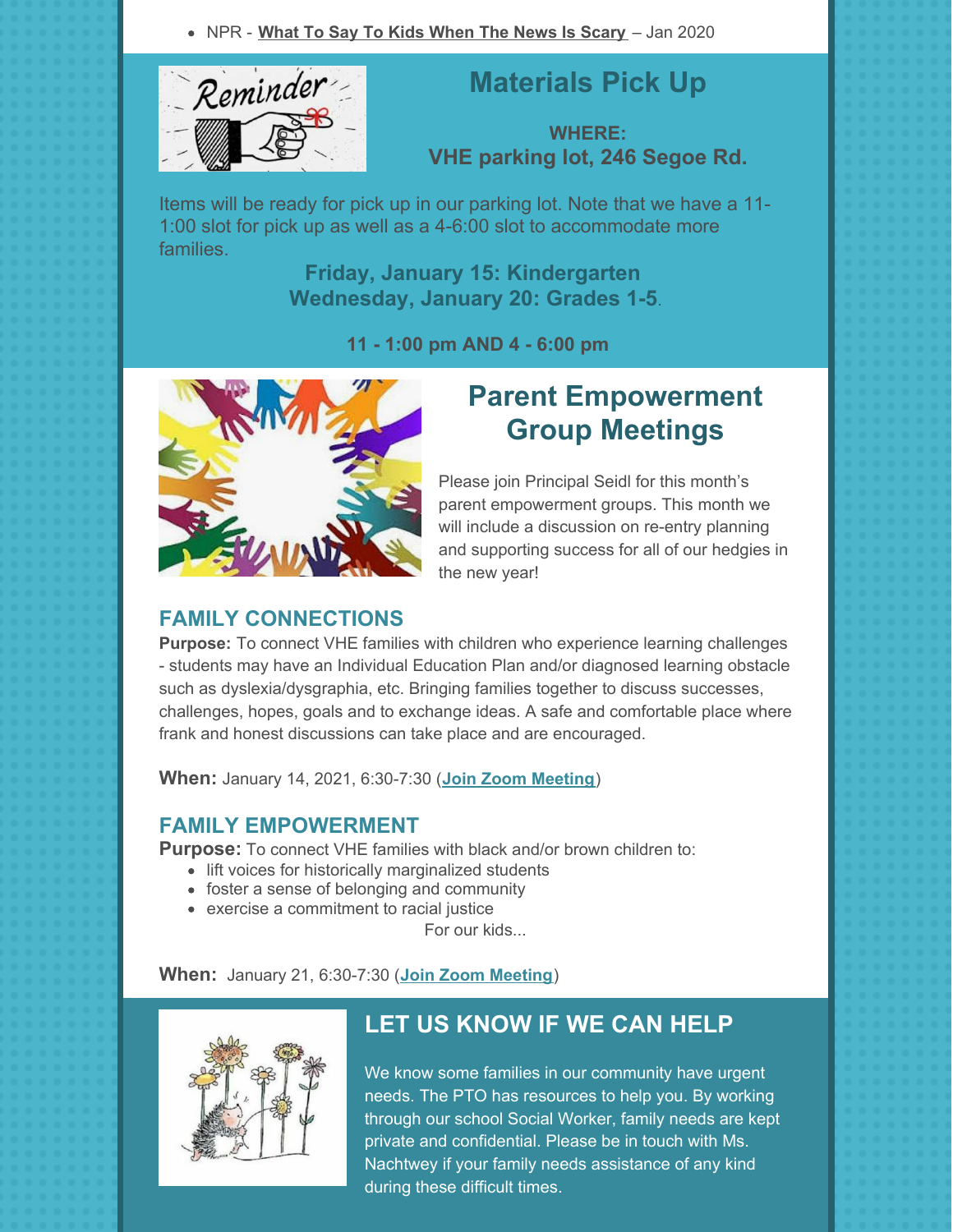- NPR - **What To Say To Kids When The News Is Scary** – Jan 2020

## Materials Pick Up

**WHERE:**
**VHE parking lot, 246 Segoe Rd.**

Items will be ready for pick up in our parking lot. Note that we have a 11-1:00 slot for pick up as well as a 4-6:00 slot to accommodate more families.

**Friday, January 15: Kindergarten**
**Wednesday, January 20: Grades 1-5**.

**11 - 1:00 pm AND 4 - 6:00 pm**

## Parent Empowerment Group Meetings

Please join Principal Seidl for this month's parent empowerment groups. This month we will include a discussion on re-entry planning and supporting success for all of our hedgies in the new year!

### FAMILY CONNECTIONS

**Purpose:** To connect VHE families with children who experience learning challenges - students may have an Individual Education Plan and/or diagnosed learning obstacle such as dyslexia/dysgraphia, etc. Bringing families together to discuss successes, challenges, hopes, goals and to exchange ideas. A safe and comfortable place where frank and honest discussions can take place and are encouraged.

**When:** January 14, 2021, 6:30-7:30 (**Join Zoom Meeting**)

### FAMILY EMPOWERMENT

**Purpose:** To connect VHE families with black and/or brown children to:

- lift voices for historically marginalized students
- foster a sense of belonging and community
- exercise a commitment to racial justice

For our kids...

**When:** January 21, 6:30-7:30 (**Join Zoom Meeting**)

## LET US KNOW IF WE CAN HELP

We know some families in our community have urgent needs. The PTO has resources to help you. By working through our school Social Worker, family needs are kept private and confidential. Please be in touch with Ms. Nachtwey if your family needs assistance of any kind during these difficult times.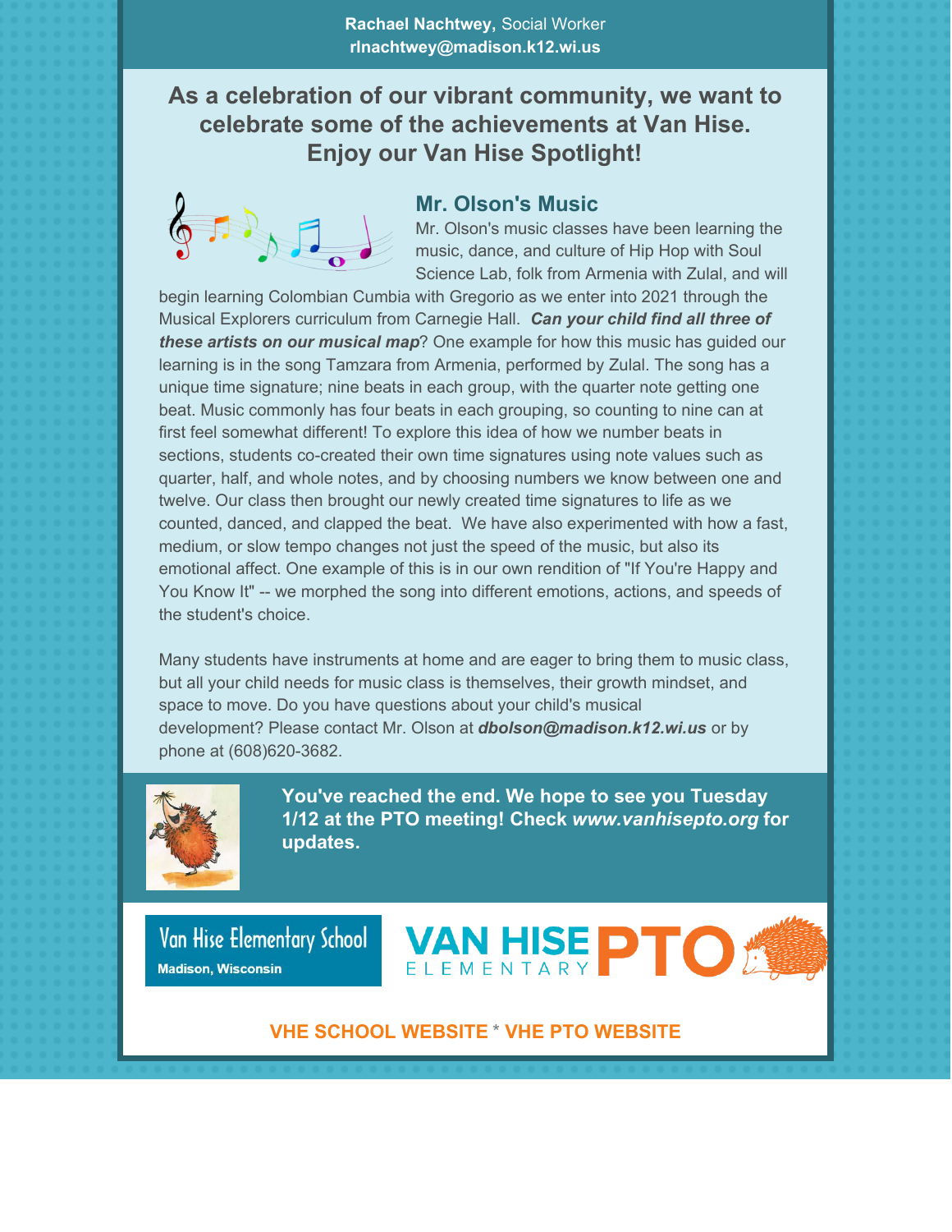**Rachael Nachtwey,** Social Worker
**rlnachtwey@madison.k12.wi.us**

## As a celebration of our vibrant community, we want to celebrate some of the achievements at Van Hise. Enjoy our Van Hise Spotlight!

### Mr. Olson's Music

Mr. Olson's music classes have been learning the music, dance, and culture of Hip Hop with Soul Science Lab, folk from Armenia with Zulal, and will begin learning Colombian Cumbia with Gregorio as we enter into 2021 through the Musical Explorers curriculum from Carnegie Hall. ***Can your child find all three of these artists on our musical map***? One example for how this music has guided our learning is in the song Tamzara from Armenia, performed by Zulal. The song has a unique time signature; nine beats in each group, with the quarter note getting one beat. Music commonly has four beats in each grouping, so counting to nine can at first feel somewhat different! To explore this idea of how we number beats in sections, students co-created their own time signatures using note values such as quarter, half, and whole notes, and by choosing numbers we know between one and twelve. Our class then brought our newly created time signatures to life as we counted, danced, and clapped the beat. We have also experimented with how a fast, medium, or slow tempo changes not just the speed of the music, but also its emotional affect. One example of this is in our own rendition of "If You're Happy and You Know It" -- we morphed the song into different emotions, actions, and speeds of the student's choice.

Many students have instruments at home and are eager to bring them to music class, but all your child needs for music class is themselves, their growth mindset, and space to move. Do you have questions about your child's musical development? Please contact Mr. Olson at ***dbolson@madison.k12.wi.us*** or by phone at (608)620-3682.

**You've reached the end. We hope to see you Tuesday 1/12 at the PTO meeting! Check *www.vanhisepto.org* for updates.**

Van Hise Elementary School
**Madison, Wisconsin**

VAN HISE ELEMENTARY PTO

**VHE SCHOOL WEBSITE** * **VHE PTO WEBSITE**